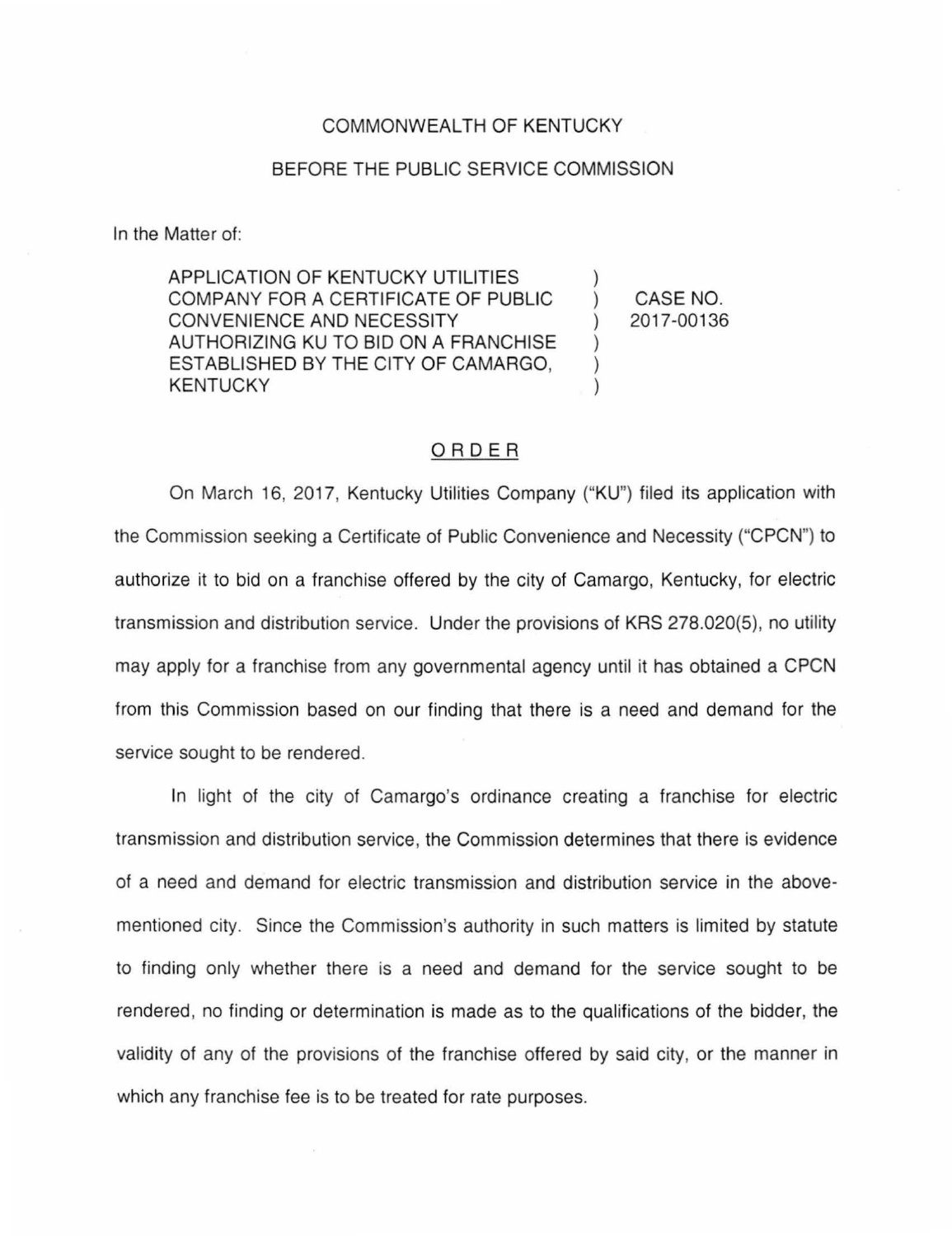COMMONWEALTH OF KENTUCKY

BEFORE THE PUBLIC SERVICE COMMISSION

In the Matter of:

| | | |
|---|---|---|
| APPLICATION OF KENTUCKY UTILITIES COMPANY FOR A CERTIFICATE OF PUBLIC CONVENIENCE AND NECESSITY AUTHORIZING KU TO BID ON A FRANCHISE ESTABLISHED BY THE CITY OF CAMARGO, KENTUCKY | ) | CASE NO. 2017-00136 |

## ORDER

On March 16, 2017, Kentucky Utilities Company ("KU") filed its application with the Commission seeking a Certificate of Public Convenience and Necessity ("CPCN") to authorize it to bid on a franchise offered by the city of Camargo, Kentucky, for electric transmission and distribution service. Under the provisions of KRS 278.020(5), no utility may apply for a franchise from any governmental agency until it has obtained a CPCN from this Commission based on our finding that there is a need and demand for the service sought to be rendered.

In light of the city of Camargo's ordinance creating a franchise for electric transmission and distribution service, the Commission determines that there is evidence of a need and demand for electric transmission and distribution service in the above-mentioned city. Since the Commission's authority in such matters is limited by statute to finding only whether there is a need and demand for the service sought to be rendered, no finding or determination is made as to the qualifications of the bidder, the validity of any of the provisions of the franchise offered by said city, or the manner in which any franchise fee is to be treated for rate purposes.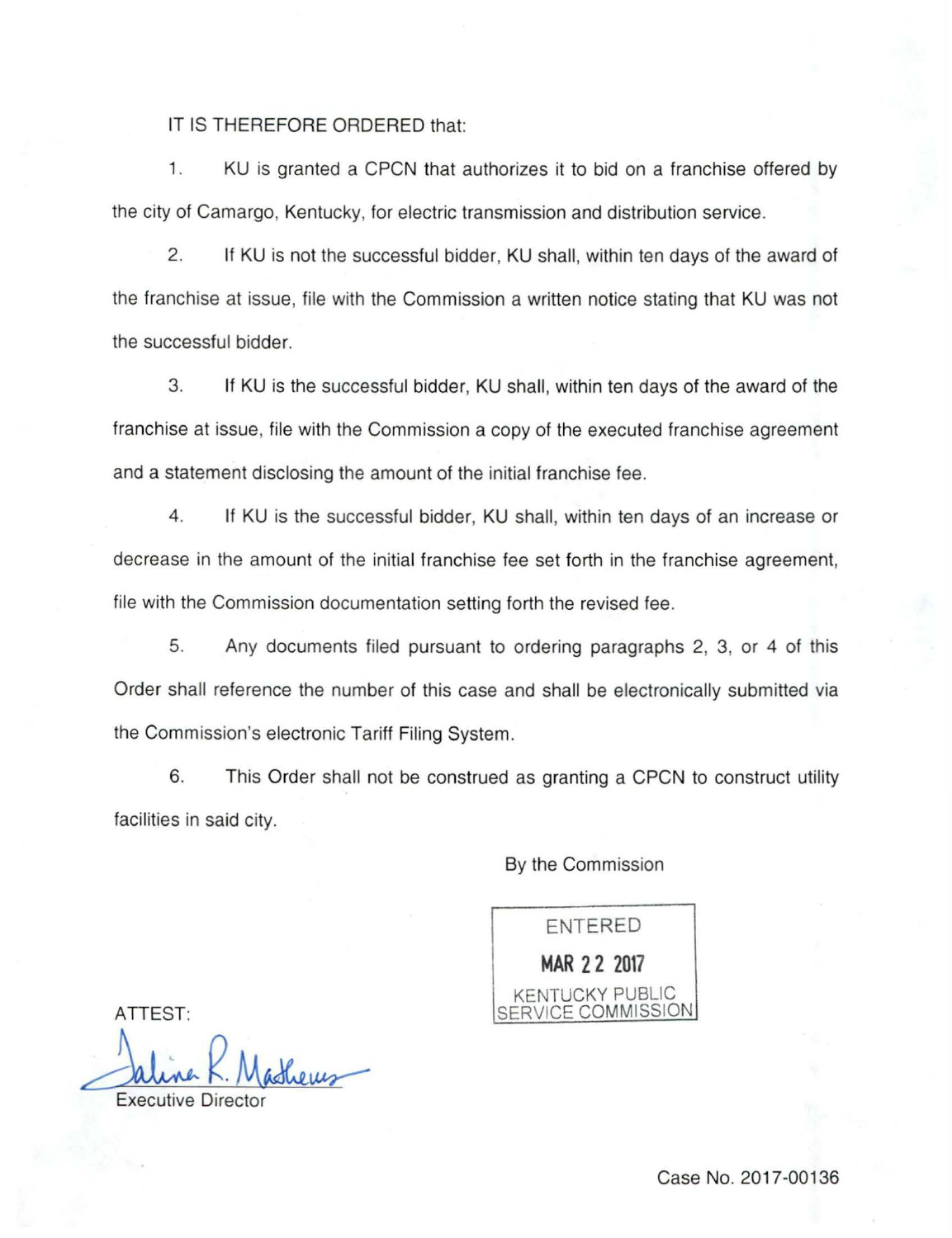IT IS THEREFORE ORDERED that:

1. KU is granted a CPCN that authorizes it to bid on a franchise offered by the city of Camargo, Kentucky, for electric transmission and distribution service.

2. If KU is not the successful bidder, KU shall, within ten days of the award of the franchise at issue, file with the Commission a written notice stating that KU was not the successful bidder.

3. If KU is the successful bidder, KU shall, within ten days of the award of the franchise at issue, file with the Commission a copy of the executed franchise agreement and a statement disclosing the amount of the initial franchise fee.

4. If KU is the successful bidder, KU shall, within ten days of an increase or decrease in the amount of the initial franchise fee set forth in the franchise agreement, file with the Commission documentation setting forth the revised fee.

5. Any documents filed pursuant to ordering paragraphs 2, 3, or 4 of this Order shall reference the number of this case and shall be electronically submitted via the Commission's electronic Tariff Filing System.

6. This Order shall not be construed as granting a CPCN to construct utility facilities in said city.

By the Commission

ENTERED
MAR 22 2017
KENTUCKY PUBLIC SERVICE COMMISSION

ATTEST:

Talina R. Mathews
Executive Director

Case No. 2017-00136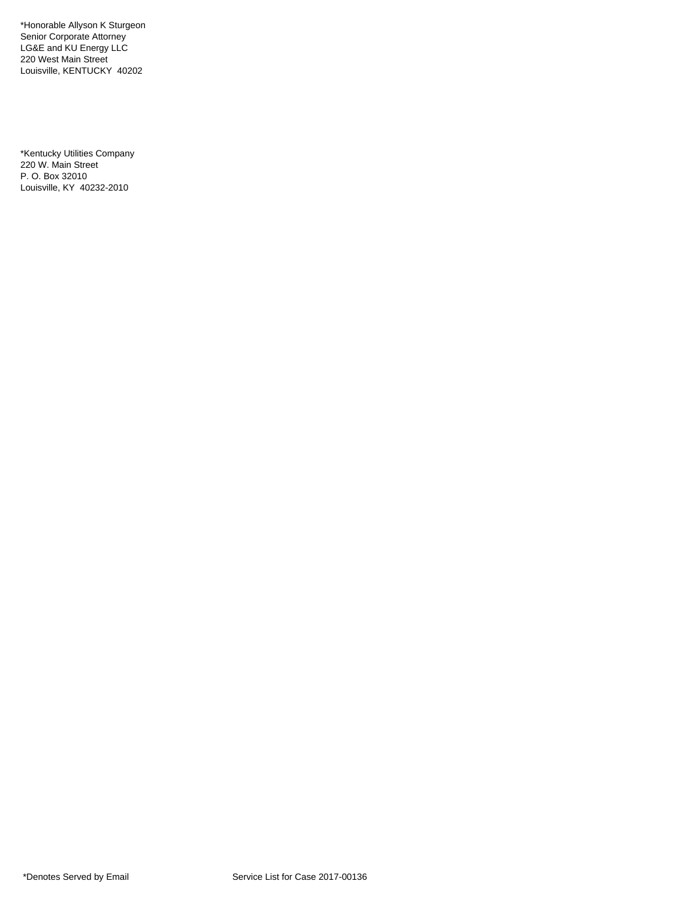*Honorable Allyson K Sturgeon
Senior Corporate Attorney
LG&E and KU Energy LLC
220 West Main Street
Louisville, KENTUCKY  40202

*Kentucky Utilities Company
220 W. Main Street
P. O. Box 32010
Louisville, KY  40232-2010

*Denotes Served by Email

Service List for Case 2017-00136